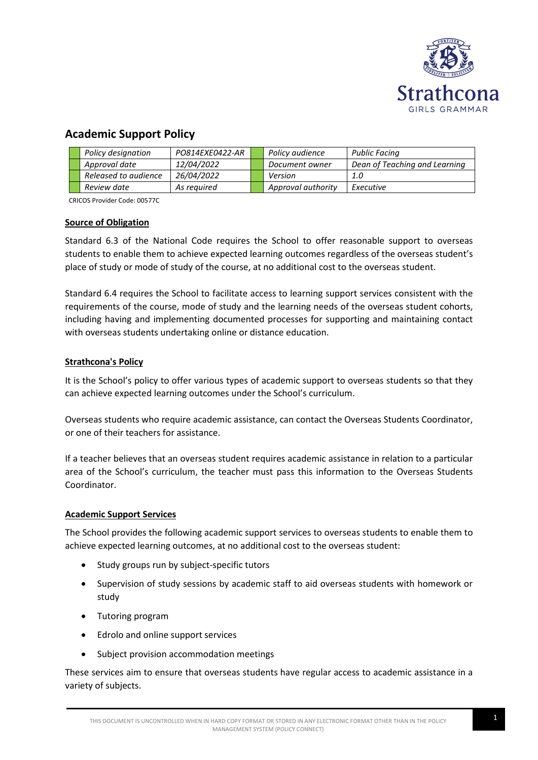# Academic Support Policy

| | Policy designation | PO814EXE0422-AR | | Policy audience | Public Facing |
|---|---|---|---|---|---|
| | Approval date | 12/04/2022 | | Document owner | Dean of Teaching and Learning |
| | Released to audience | 26/04/2022 | | Version | 1.0 |
| | Review date | As required | | Approval authority | Executive |

CRICOS Provider Code: 00577C

## Source of Obligation

Standard 6.3 of the National Code requires the School to offer reasonable support to overseas students to enable them to achieve expected learning outcomes regardless of the overseas student's place of study or mode of study of the course, at no additional cost to the overseas student.

Standard 6.4 requires the School to facilitate access to learning support services consistent with the requirements of the course, mode of study and the learning needs of the overseas student cohorts, including having and implementing documented processes for supporting and maintaining contact with overseas students undertaking online or distance education.

## Strathcona's Policy

It is the School's policy to offer various types of academic support to overseas students so that they can achieve expected learning outcomes under the School's curriculum.

Overseas students who require academic assistance, can contact the Overseas Students Coordinator, or one of their teachers for assistance.

If a teacher believes that an overseas student requires academic assistance in relation to a particular area of the School's curriculum, the teacher must pass this information to the Overseas Students Coordinator.

## Academic Support Services

The School provides the following academic support services to overseas students to enable them to achieve expected learning outcomes, at no additional cost to the overseas student:

- Study groups run by subject-specific tutors
- Supervision of study sessions by academic staff to aid overseas students with homework or study
- Tutoring program
- Edrolo and online support services
- Subject provision accommodation meetings

These services aim to ensure that overseas students have regular access to academic assistance in a variety of subjects.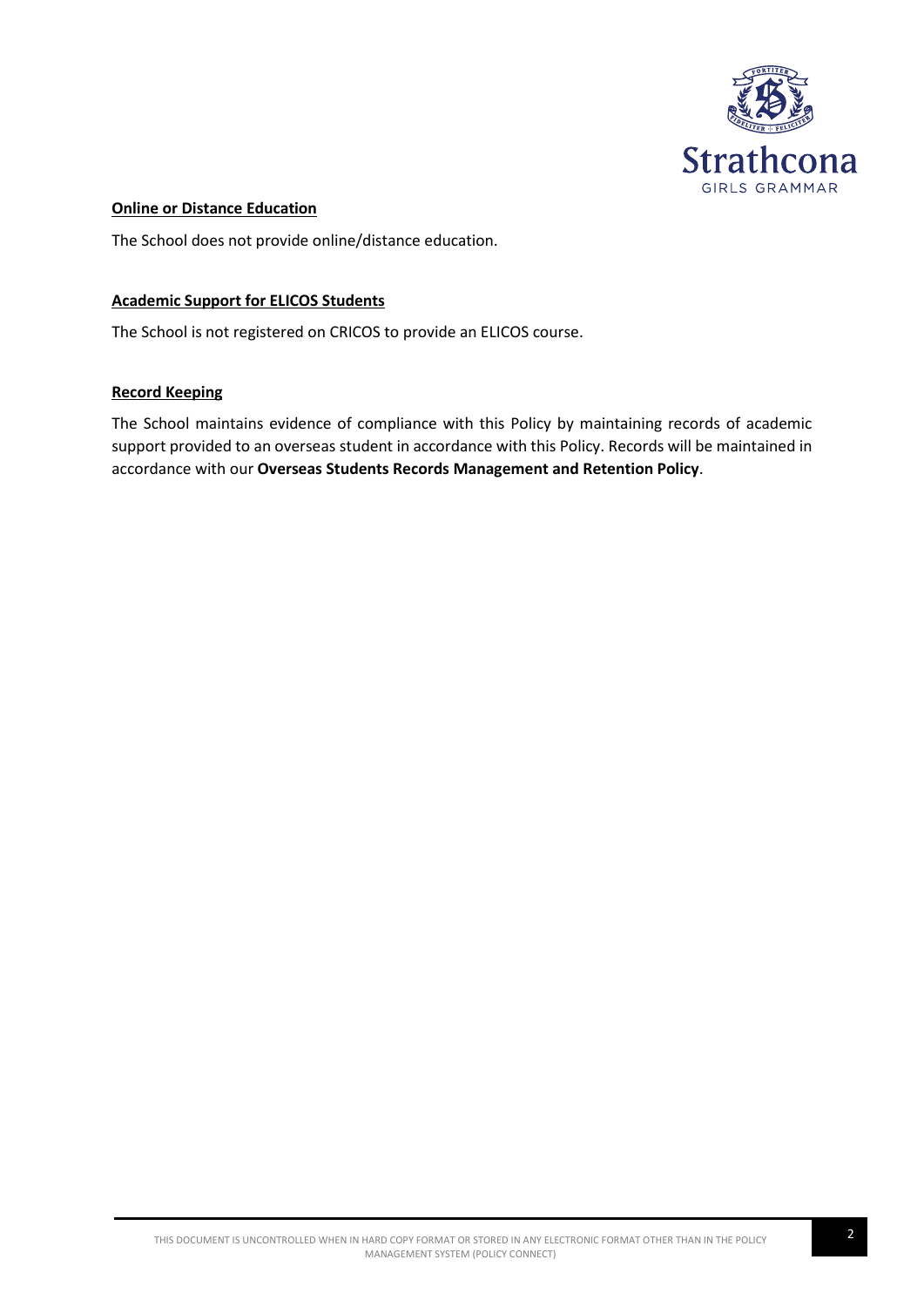**Online or Distance Education**

The School does not provide online/distance education.

**Academic Support for ELICOS Students**

The School is not registered on CRICOS to provide an ELICOS course.

**Record Keeping**

The School maintains evidence of compliance with this Policy by maintaining records of academic support provided to an overseas student in accordance with this Policy. Records will be maintained in accordance with our **Overseas Students Records Management and Retention Policy**.